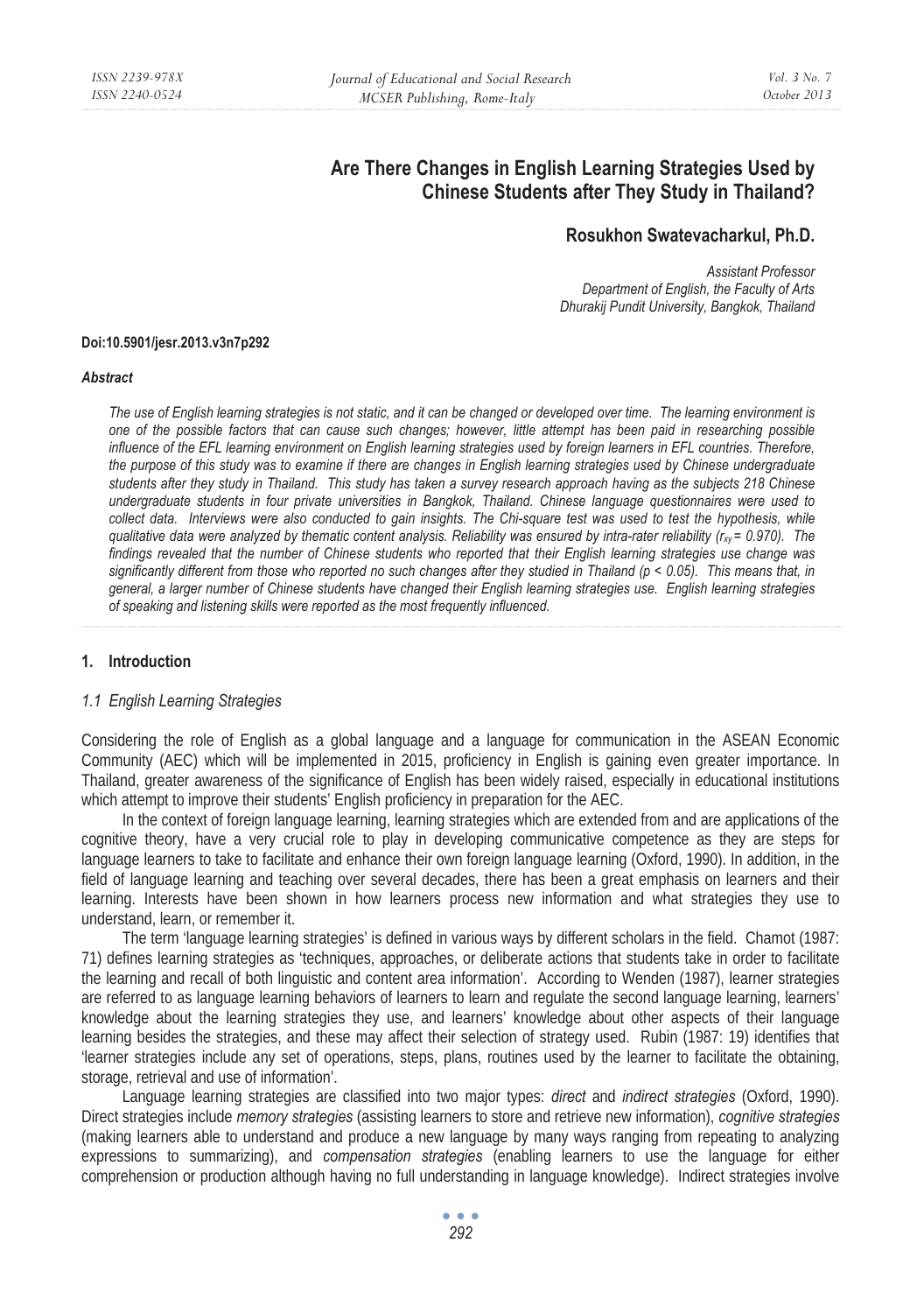# Are There Changes in English Learning Strategies Used by Chinese Students after They Study in Thailand?

**Rosukhon Swatevacharkul, Ph.D.**

*Assistant Professor*
*Department of English, the Faculty of Arts*
*Dhurakij Pundit University, Bangkok, Thailand*

**Doi:10.5901/jesr.2013.v3n7p292**

***Abstract***

*The use of English learning strategies is not static, and it can be changed or developed over time. The learning environment is one of the possible factors that can cause such changes; however, little attempt has been paid in researching possible influence of the EFL learning environment on English learning strategies used by foreign learners in EFL countries. Therefore, the purpose of this study was to examine if there are changes in English learning strategies used by Chinese undergraduate students after they study in Thailand. This study has taken a survey research approach having as the subjects 218 Chinese undergraduate students in four private universities in Bangkok, Thailand. Chinese language questionnaires were used to collect data. Interviews were also conducted to gain insights. The Chi-square test was used to test the hypothesis, while qualitative data were analyzed by thematic content analysis. Reliability was ensured by intra-rater reliability ($r_{xy}$ = 0.970). The findings revealed that the number of Chinese students who reported that their English learning strategies use change was significantly different from those who reported no such changes after they studied in Thailand ($p < 0.05$). This means that, in general, a larger number of Chinese students have changed their English learning strategies use. English learning strategies of speaking and listening skills were reported as the most frequently influenced.*

## 1. Introduction

### *1.1 English Learning Strategies*

Considering the role of English as a global language and a language for communication in the ASEAN Economic Community (AEC) which will be implemented in 2015, proficiency in English is gaining even greater importance. In Thailand, greater awareness of the significance of English has been widely raised, especially in educational institutions which attempt to improve their students' English proficiency in preparation for the AEC.

In the context of foreign language learning, learning strategies which are extended from and are applications of the cognitive theory, have a very crucial role to play in developing communicative competence as they are steps for language learners to take to facilitate and enhance their own foreign language learning (Oxford, 1990). In addition, in the field of language learning and teaching over several decades, there has been a great emphasis on learners and their learning. Interests have been shown in how learners process new information and what strategies they use to understand, learn, or remember it.

The term 'language learning strategies' is defined in various ways by different scholars in the field. Chamot (1987: 71) defines learning strategies as 'techniques, approaches, or deliberate actions that students take in order to facilitate the learning and recall of both linguistic and content area information'. According to Wenden (1987), learner strategies are referred to as language learning behaviors of learners to learn and regulate the second language learning, learners' knowledge about the learning strategies they use, and learners' knowledge about other aspects of their language learning besides the strategies, and these may affect their selection of strategy used. Rubin (1987: 19) identifies that 'learner strategies include any set of operations, steps, plans, routines used by the learner to facilitate the obtaining, storage, retrieval and use of information'.

Language learning strategies are classified into two major types: *direct* and *indirect strategies* (Oxford, 1990). Direct strategies include *memory strategies* (assisting learners to store and retrieve new information), *cognitive strategies* (making learners able to understand and produce a new language by many ways ranging from repeating to analyzing expressions to summarizing), and *compensation strategies* (enabling learners to use the language for either comprehension or production although having no full understanding in language knowledge). Indirect strategies involve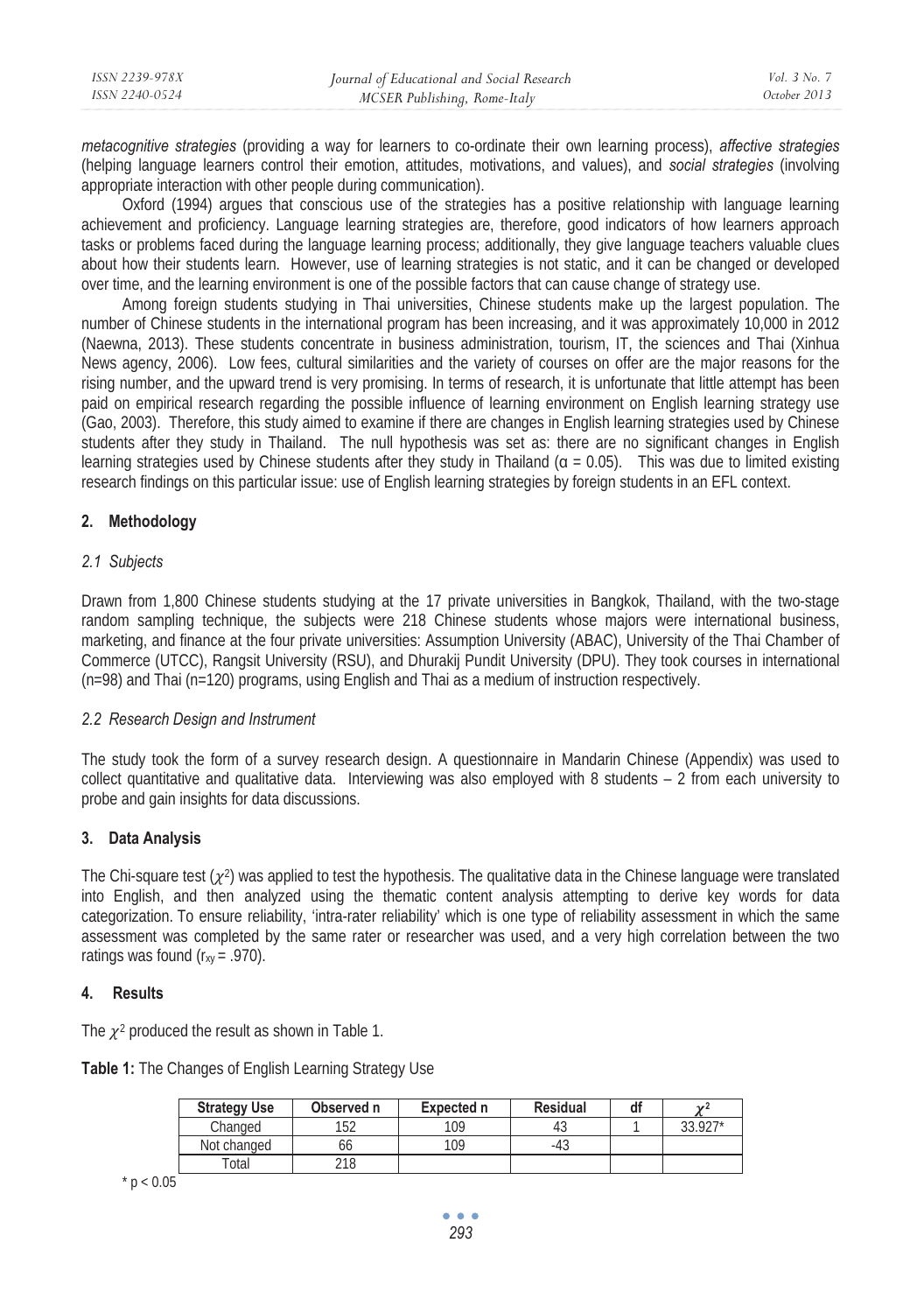*metacognitive strategies* (providing a way for learners to co-ordinate their own learning process), *affective strategies* (helping language learners control their emotion, attitudes, motivations, and values), and *social strategies* (involving appropriate interaction with other people during communication).

Oxford (1994) argues that conscious use of the strategies has a positive relationship with language learning achievement and proficiency. Language learning strategies are, therefore, good indicators of how learners approach tasks or problems faced during the language learning process; additionally, they give language teachers valuable clues about how their students learn. However, use of learning strategies is not static, and it can be changed or developed over time, and the learning environment is one of the possible factors that can cause change of strategy use.

Among foreign students studying in Thai universities, Chinese students make up the largest population. The number of Chinese students in the international program has been increasing, and it was approximately 10,000 in 2012 (Naewna, 2013). These students concentrate in business administration, tourism, IT, the sciences and Thai (Xinhua News agency, 2006). Low fees, cultural similarities and the variety of courses on offer are the major reasons for the rising number, and the upward trend is very promising. In terms of research, it is unfortunate that little attempt has been paid on empirical research regarding the possible influence of learning environment on English learning strategy use (Gao, 2003). Therefore, this study aimed to examine if there are changes in English learning strategies used by Chinese students after they study in Thailand. The null hypothesis was set as: there are no significant changes in English learning strategies used by Chinese students after they study in Thailand ($\alpha = 0.05$). This was due to limited existing research findings on this particular issue: use of English learning strategies by foreign students in an EFL context.

## 2. Methodology

### *2.1 Subjects*

Drawn from 1,800 Chinese students studying at the 17 private universities in Bangkok, Thailand, with the two-stage random sampling technique, the subjects were 218 Chinese students whose majors were international business, marketing, and finance at the four private universities: Assumption University (ABAC), University of the Thai Chamber of Commerce (UTCC), Rangsit University (RSU), and Dhurakij Pundit University (DPU). They took courses in international (n=98) and Thai (n=120) programs, using English and Thai as a medium of instruction respectively.

### *2.2 Research Design and Instrument*

The study took the form of a survey research design. A questionnaire in Mandarin Chinese (Appendix) was used to collect quantitative and qualitative data. Interviewing was also employed with 8 students – 2 from each university to probe and gain insights for data discussions.

## 3. Data Analysis

The Chi-square test ($\chi^2$) was applied to test the hypothesis. The qualitative data in the Chinese language were translated into English, and then analyzed using the thematic content analysis attempting to derive key words for data categorization. To ensure reliability, 'intra-rater reliability' which is one type of reliability assessment in which the same assessment was completed by the same rater or researcher was used, and a very high correlation between the two ratings was found ($r_{xy} = .970$).

## 4. Results

The $\chi^2$ produced the result as shown in Table 1.

**Table 1:** The Changes of English Learning Strategy Use

| Strategy Use | Observed n | Expected n | Residual | df | $\chi^2$ |
|---|---|---|---|---|---|
| Changed | 152 | 109 | 43 | 1 | 33.927* |
| Not changed | 66 | 109 | -43 | | |
| Total | 218 | | | | |

* $p < 0.05$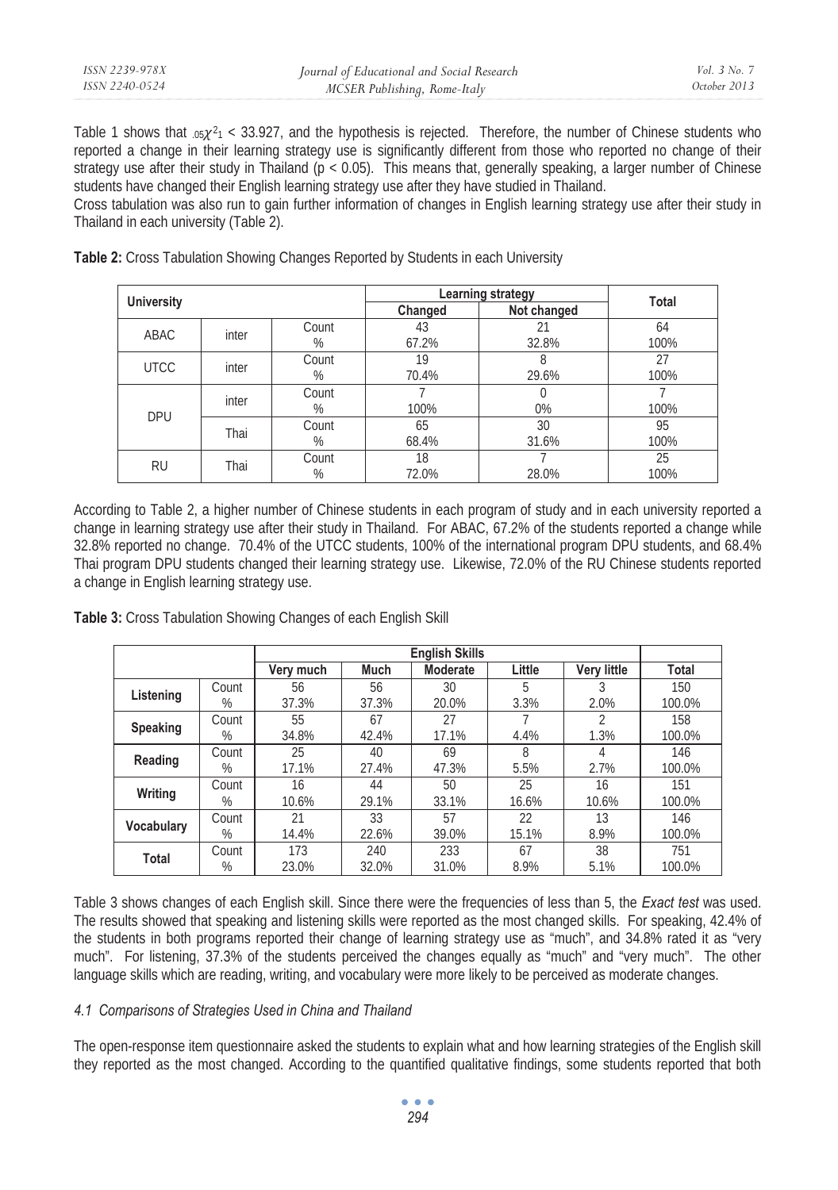Table 1 shows that $_{.05}\chi^2_1 < 33.927$, and the hypothesis is rejected. Therefore, the number of Chinese students who reported a change in their learning strategy use is significantly different from those who reported no change of their strategy use after their study in Thailand ($p < 0.05$). This means that, generally speaking, a larger number of Chinese students have changed their English learning strategy use after they have studied in Thailand.

Cross tabulation was also run to gain further information of changes in English learning strategy use after their study in Thailand in each university (Table 2).

**Table 2:** Cross Tabulation Showing Changes Reported by Students in each University

| University | | | Learning strategy | | Total |
|---|---|---|---|---|---|
| | | | Changed | Not changed | |
| ABAC | inter | Count | 43 | 21 | 64 |
| | | % | 67.2% | 32.8% | 100% |
| UTCC | inter | Count | 19 | 8 | 27 |
| | | % | 70.4% | 29.6% | 100% |
| DPU | inter | Count | 7 | 0 | 7 |
| | | % | 100% | 0% | 100% |
| | Thai | Count | 65 | 30 | 95 |
| | | % | 68.4% | 31.6% | 100% |
| RU | Thai | Count | 18 | 7 | 25 |
| | | % | 72.0% | 28.0% | 100% |

According to Table 2, a higher number of Chinese students in each program of study and in each university reported a change in learning strategy use after their study in Thailand. For ABAC, 67.2% of the students reported a change while 32.8% reported no change. 70.4% of the UTCC students, 100% of the international program DPU students, and 68.4% Thai program DPU students changed their learning strategy use. Likewise, 72.0% of the RU Chinese students reported a change in English learning strategy use.

**Table 3:** Cross Tabulation Showing Changes of each English Skill

| | | English Skills | | | | | |
|---|---|---|---|---|---|---|---|
| | | Very much | Much | Moderate | Little | Very little | Total |
| **Listening** | Count | 56 | 56 | 30 | 5 | 3 | 150 |
| | % | 37.3% | 37.3% | 20.0% | 3.3% | 2.0% | 100.0% |
| **Speaking** | Count | 55 | 67 | 27 | 7 | 2 | 158 |
| | % | 34.8% | 42.4% | 17.1% | 4.4% | 1.3% | 100.0% |
| **Reading** | Count | 25 | 40 | 69 | 8 | 4 | 146 |
| | % | 17.1% | 27.4% | 47.3% | 5.5% | 2.7% | 100.0% |
| **Writing** | Count | 16 | 44 | 50 | 25 | 16 | 151 |
| | % | 10.6% | 29.1% | 33.1% | 16.6% | 10.6% | 100.0% |
| **Vocabulary** | Count | 21 | 33 | 57 | 22 | 13 | 146 |
| | % | 14.4% | 22.6% | 39.0% | 15.1% | 8.9% | 100.0% |
| **Total** | Count | 173 | 240 | 233 | 67 | 38 | 751 |
| | % | 23.0% | 32.0% | 31.0% | 8.9% | 5.1% | 100.0% |

Table 3 shows changes of each English skill. Since there were the frequencies of less than 5, the *Exact test* was used. The results showed that speaking and listening skills were reported as the most changed skills. For speaking, 42.4% of the students in both programs reported their change of learning strategy use as "much", and 34.8% rated it as "very much". For listening, 37.3% of the students perceived the changes equally as "much" and "very much". The other language skills which are reading, writing, and vocabulary were more likely to be perceived as moderate changes.

### *4.1 Comparisons of Strategies Used in China and Thailand*

The open-response item questionnaire asked the students to explain what and how learning strategies of the English skill they reported as the most changed. According to the quantified qualitative findings, some students reported that both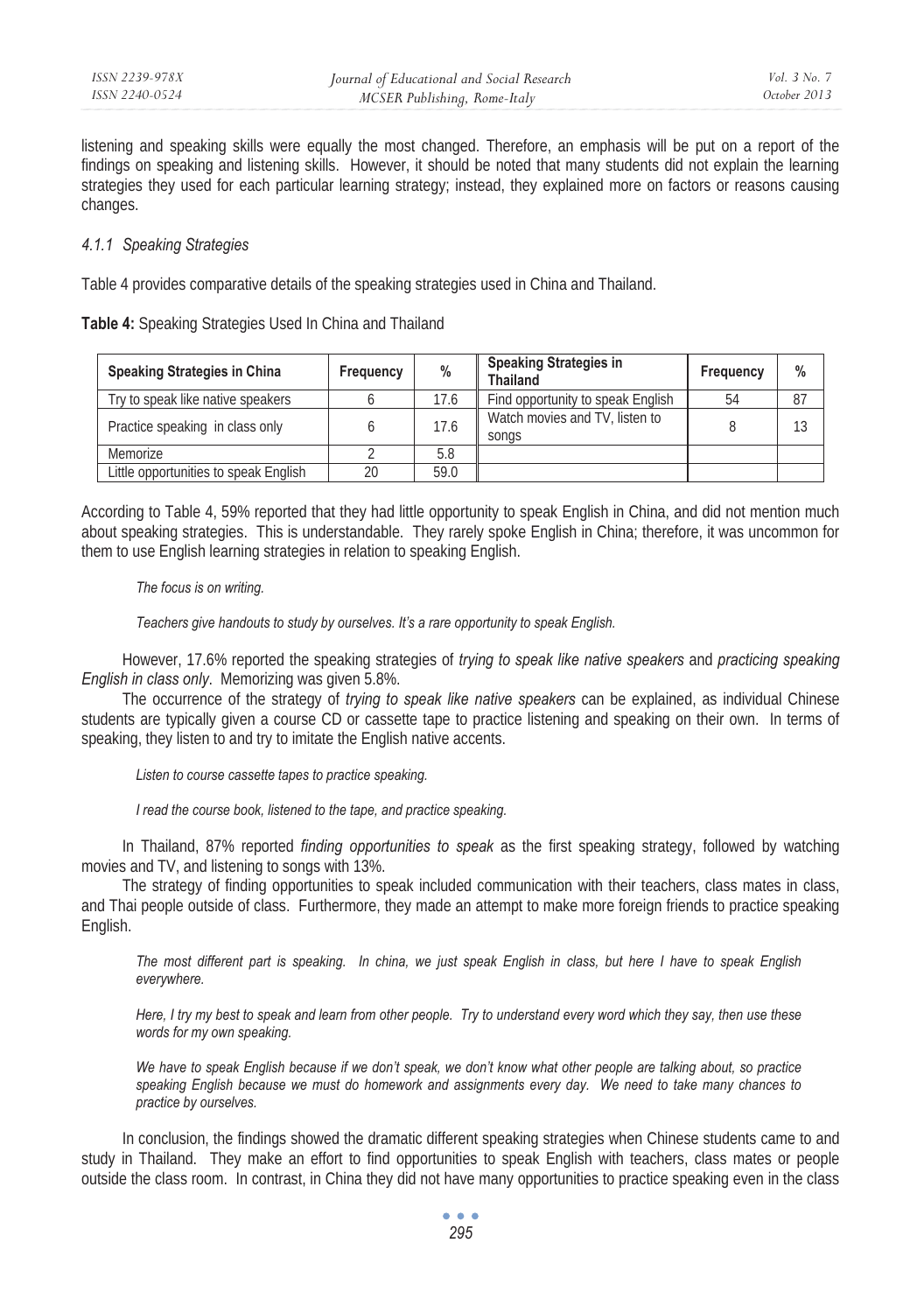listening and speaking skills were equally the most changed. Therefore, an emphasis will be put on a report of the findings on speaking and listening skills. However, it should be noted that many students did not explain the learning strategies they used for each particular learning strategy; instead, they explained more on factors or reasons causing changes.

#### *4.1.1 Speaking Strategies*

Table 4 provides comparative details of the speaking strategies used in China and Thailand.

**Table 4:** Speaking Strategies Used In China and Thailand

| Speaking Strategies in China | Frequency | % | Speaking Strategies in Thailand | Frequency | % |
|---|---|---|---|---|---|
| Try to speak like native speakers | 6 | 17.6 | Find opportunity to speak English | 54 | 87 |
| Practice speaking in class only | 6 | 17.6 | Watch movies and TV, listen to songs | 8 | 13 |
| Memorize | 2 | 5.8 | | | |
| Little opportunities to speak English | 20 | 59.0 | | | |

According to Table 4, 59% reported that they had little opportunity to speak English in China, and did not mention much about speaking strategies. This is understandable. They rarely spoke English in China; therefore, it was uncommon for them to use English learning strategies in relation to speaking English.

> *The focus is on writing.*
>
> *Teachers give handouts to study by ourselves. It's a rare opportunity to speak English.*

However, 17.6% reported the speaking strategies of *trying to speak like native speakers* and *practicing speaking English in class only*. Memorizing was given 5.8%.

The occurrence of the strategy of *trying to speak like native speakers* can be explained, as individual Chinese students are typically given a course CD or cassette tape to practice listening and speaking on their own. In terms of speaking, they listen to and try to imitate the English native accents.

> *Listen to course cassette tapes to practice speaking.*
>
> *I read the course book, listened to the tape, and practice speaking.*

In Thailand, 87% reported *finding opportunities to speak* as the first speaking strategy, followed by watching movies and TV, and listening to songs with 13%.

The strategy of finding opportunities to speak included communication with their teachers, class mates in class, and Thai people outside of class. Furthermore, they made an attempt to make more foreign friends to practice speaking English.

> *The most different part is speaking. In china, we just speak English in class, but here I have to speak English everywhere.*
>
> *Here, I try my best to speak and learn from other people. Try to understand every word which they say, then use these words for my own speaking.*
>
> *We have to speak English because if we don't speak, we don't know what other people are talking about, so practice speaking English because we must do homework and assignments every day. We need to take many chances to practice by ourselves.*

In conclusion, the findings showed the dramatic different speaking strategies when Chinese students came to and study in Thailand. They make an effort to find opportunities to speak English with teachers, class mates or people outside the class room. In contrast, in China they did not have many opportunities to practice speaking even in the class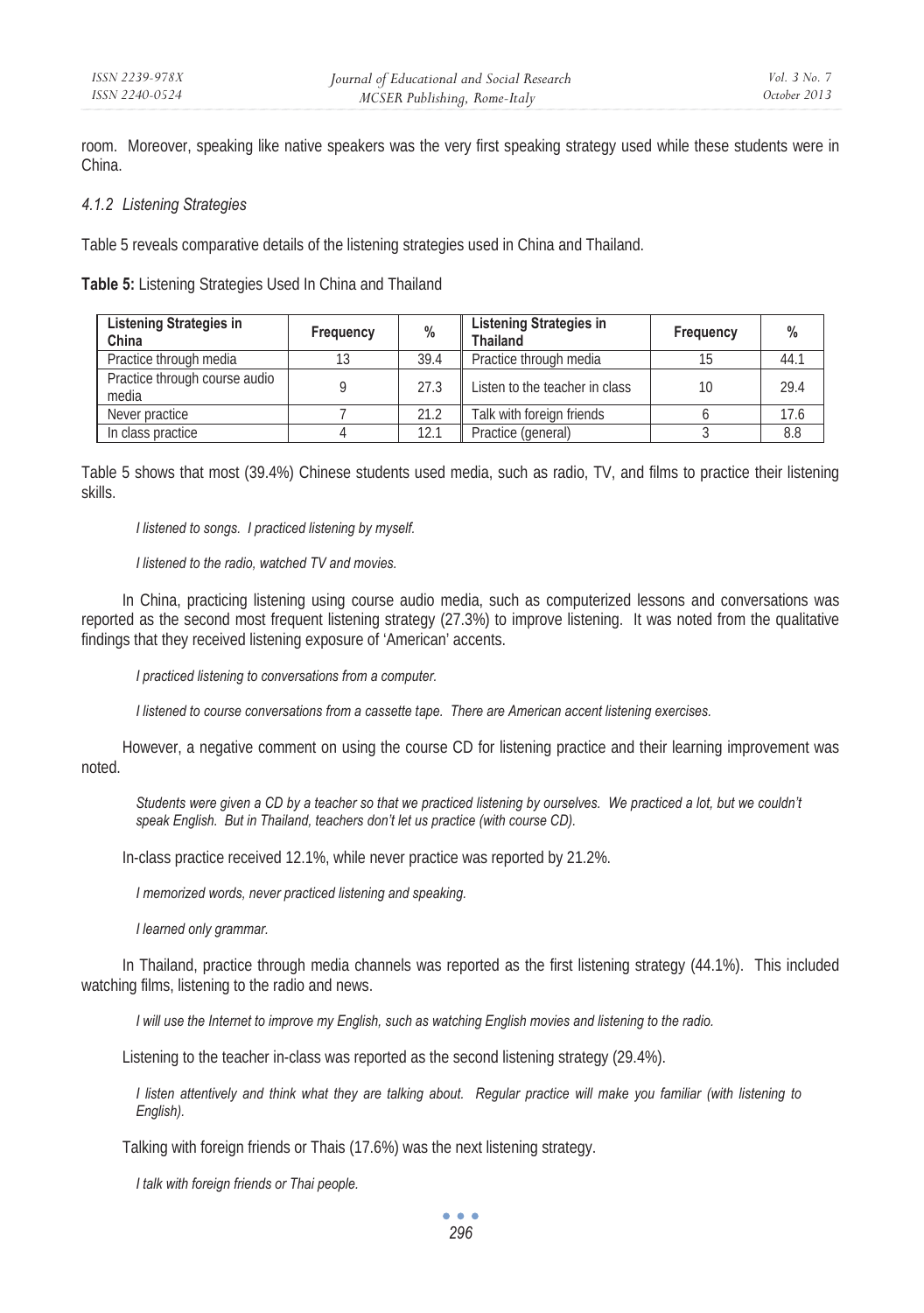room. Moreover, speaking like native speakers was the very first speaking strategy used while these students were in China.

#### *4.1.2 Listening Strategies*

Table 5 reveals comparative details of the listening strategies used in China and Thailand.

**Table 5:** Listening Strategies Used In China and Thailand

| Listening Strategies in China | Frequency | % | Listening Strategies in Thailand | Frequency | % |
|---|---|---|---|---|---|
| Practice through media | 13 | 39.4 | Practice through media | 15 | 44.1 |
| Practice through course audio media | 9 | 27.3 | Listen to the teacher in class | 10 | 29.4 |
| Never practice | 7 | 21.2 | Talk with foreign friends | 6 | 17.6 |
| In class practice | 4 | 12.1 | Practice (general) | 3 | 8.8 |

Table 5 shows that most (39.4%) Chinese students used media, such as radio, TV, and films to practice their listening skills.

*I listened to songs. I practiced listening by myself.*

*I listened to the radio, watched TV and movies.*

In China, practicing listening using course audio media, such as computerized lessons and conversations was reported as the second most frequent listening strategy (27.3%) to improve listening. It was noted from the qualitative findings that they received listening exposure of 'American' accents.

*I practiced listening to conversations from a computer.*

*I listened to course conversations from a cassette tape. There are American accent listening exercises.*

However, a negative comment on using the course CD for listening practice and their learning improvement was noted.

*Students were given a CD by a teacher so that we practiced listening by ourselves. We practiced a lot, but we couldn't speak English. But in Thailand, teachers don't let us practice (with course CD).*

In-class practice received 12.1%, while never practice was reported by 21.2%.

*I memorized words, never practiced listening and speaking.*

*I learned only grammar.*

In Thailand, practice through media channels was reported as the first listening strategy (44.1%). This included watching films, listening to the radio and news.

*I will use the Internet to improve my English, such as watching English movies and listening to the radio.*

Listening to the teacher in-class was reported as the second listening strategy (29.4%).

*I listen attentively and think what they are talking about. Regular practice will make you familiar (with listening to English).*

Talking with foreign friends or Thais (17.6%) was the next listening strategy.

*I talk with foreign friends or Thai people.*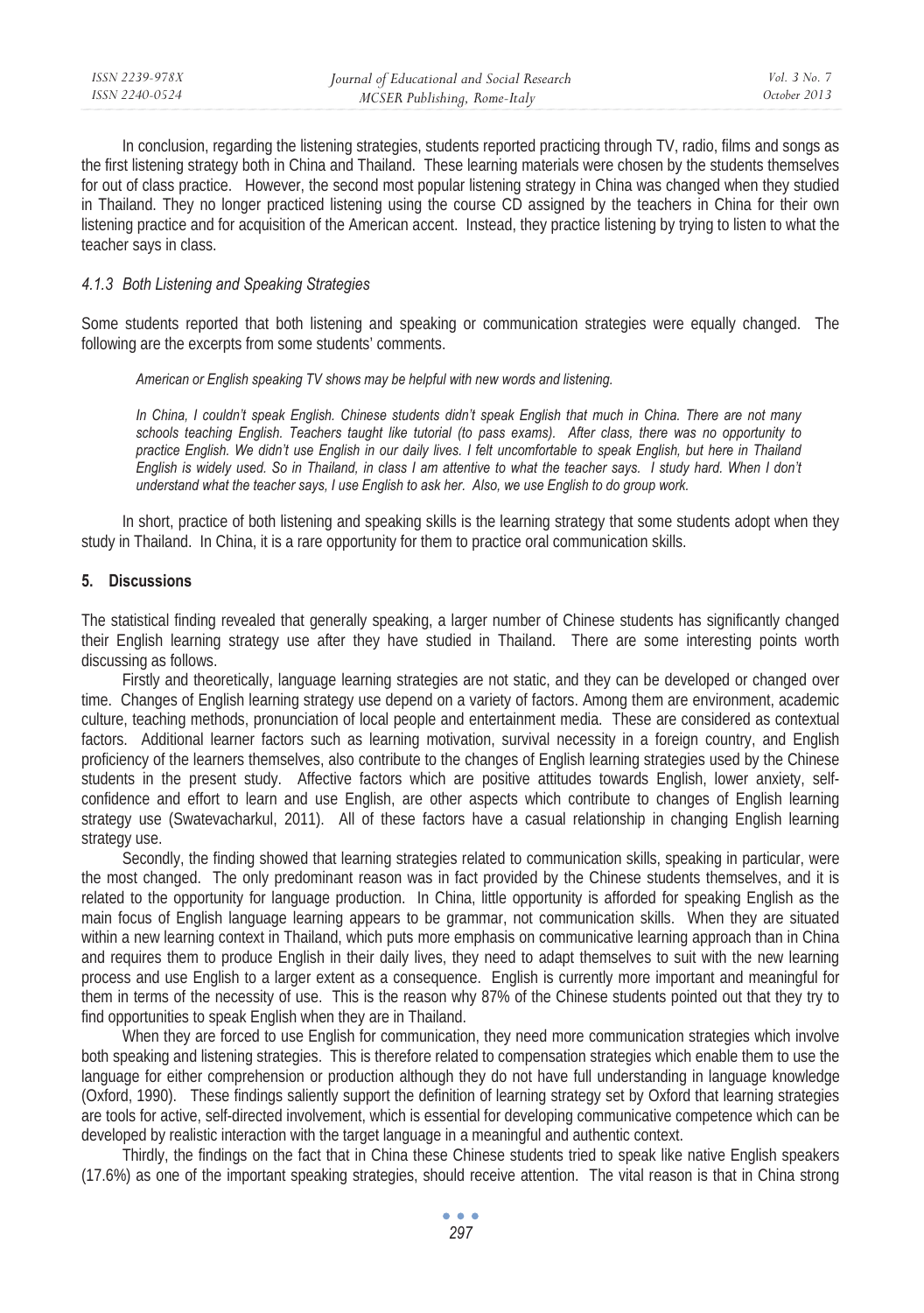In conclusion, regarding the listening strategies, students reported practicing through TV, radio, films and songs as the first listening strategy both in China and Thailand. These learning materials were chosen by the students themselves for out of class practice. However, the second most popular listening strategy in China was changed when they studied in Thailand. They no longer practiced listening using the course CD assigned by the teachers in China for their own listening practice and for acquisition of the American accent. Instead, they practice listening by trying to listen to what the teacher says in class.

#### *4.1.3 Both Listening and Speaking Strategies*

Some students reported that both listening and speaking or communication strategies were equally changed. The following are the excerpts from some students' comments.

> *American or English speaking TV shows may be helpful with new words and listening.*
>
> *In China, I couldn't speak English. Chinese students didn't speak English that much in China. There are not many schools teaching English. Teachers taught like tutorial (to pass exams). After class, there was no opportunity to practice English. We didn't use English in our daily lives. I felt uncomfortable to speak English, but here in Thailand English is widely used. So in Thailand, in class I am attentive to what the teacher says. I study hard. When I don't understand what the teacher says, I use English to ask her. Also, we use English to do group work.*

In short, practice of both listening and speaking skills is the learning strategy that some students adopt when they study in Thailand. In China, it is a rare opportunity for them to practice oral communication skills.

## 5. Discussions

The statistical finding revealed that generally speaking, a larger number of Chinese students has significantly changed their English learning strategy use after they have studied in Thailand. There are some interesting points worth discussing as follows.

Firstly and theoretically, language learning strategies are not static, and they can be developed or changed over time. Changes of English learning strategy use depend on a variety of factors. Among them are environment, academic culture, teaching methods, pronunciation of local people and entertainment media. These are considered as contextual factors. Additional learner factors such as learning motivation, survival necessity in a foreign country, and English proficiency of the learners themselves, also contribute to the changes of English learning strategies used by the Chinese students in the present study. Affective factors which are positive attitudes towards English, lower anxiety, self-confidence and effort to learn and use English, are other aspects which contribute to changes of English learning strategy use (Swatevacharkul, 2011). All of these factors have a casual relationship in changing English learning strategy use.

Secondly, the finding showed that learning strategies related to communication skills, speaking in particular, were the most changed. The only predominant reason was in fact provided by the Chinese students themselves, and it is related to the opportunity for language production. In China, little opportunity is afforded for speaking English as the main focus of English language learning appears to be grammar, not communication skills. When they are situated within a new learning context in Thailand, which puts more emphasis on communicative learning approach than in China and requires them to produce English in their daily lives, they need to adapt themselves to suit with the new learning process and use English to a larger extent as a consequence. English is currently more important and meaningful for them in terms of the necessity of use. This is the reason why 87% of the Chinese students pointed out that they try to find opportunities to speak English when they are in Thailand.

When they are forced to use English for communication, they need more communication strategies which involve both speaking and listening strategies. This is therefore related to compensation strategies which enable them to use the language for either comprehension or production although they do not have full understanding in language knowledge (Oxford, 1990). These findings saliently support the definition of learning strategy set by Oxford that learning strategies are tools for active, self-directed involvement, which is essential for developing communicative competence which can be developed by realistic interaction with the target language in a meaningful and authentic context.

Thirdly, the findings on the fact that in China these Chinese students tried to speak like native English speakers (17.6%) as one of the important speaking strategies, should receive attention. The vital reason is that in China strong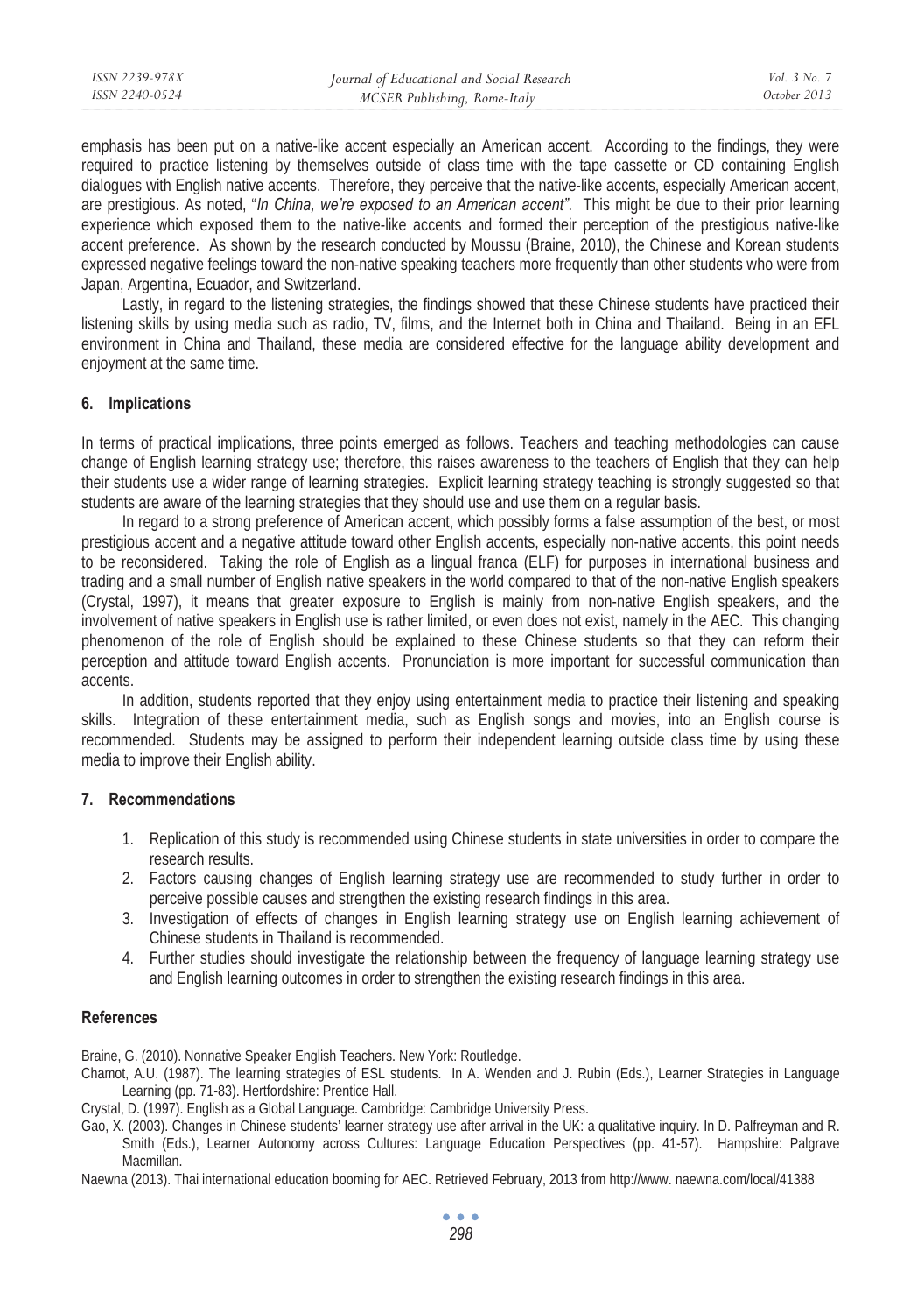emphasis has been put on a native-like accent especially an American accent. According to the findings, they were required to practice listening by themselves outside of class time with the tape cassette or CD containing English dialogues with English native accents. Therefore, they perceive that the native-like accents, especially American accent, are prestigious. As noted, "*In China, we're exposed to an American accent"*. This might be due to their prior learning experience which exposed them to the native-like accents and formed their perception of the prestigious native-like accent preference. As shown by the research conducted by Moussu (Braine, 2010), the Chinese and Korean students expressed negative feelings toward the non-native speaking teachers more frequently than other students who were from Japan, Argentina, Ecuador, and Switzerland.

Lastly, in regard to the listening strategies, the findings showed that these Chinese students have practiced their listening skills by using media such as radio, TV, films, and the Internet both in China and Thailand. Being in an EFL environment in China and Thailand, these media are considered effective for the language ability development and enjoyment at the same time.

## 6. Implications

In terms of practical implications, three points emerged as follows. Teachers and teaching methodologies can cause change of English learning strategy use; therefore, this raises awareness to the teachers of English that they can help their students use a wider range of learning strategies. Explicit learning strategy teaching is strongly suggested so that students are aware of the learning strategies that they should use and use them on a regular basis.

In regard to a strong preference of American accent, which possibly forms a false assumption of the best, or most prestigious accent and a negative attitude toward other English accents, especially non-native accents, this point needs to be reconsidered. Taking the role of English as a lingual franca (ELF) for purposes in international business and trading and a small number of English native speakers in the world compared to that of the non-native English speakers (Crystal, 1997), it means that greater exposure to English is mainly from non-native English speakers, and the involvement of native speakers in English use is rather limited, or even does not exist, namely in the AEC. This changing phenomenon of the role of English should be explained to these Chinese students so that they can reform their perception and attitude toward English accents. Pronunciation is more important for successful communication than accents.

In addition, students reported that they enjoy using entertainment media to practice their listening and speaking skills. Integration of these entertainment media, such as English songs and movies, into an English course is recommended. Students may be assigned to perform their independent learning outside class time by using these media to improve their English ability.

## 7. Recommendations

1. Replication of this study is recommended using Chinese students in state universities in order to compare the research results.
2. Factors causing changes of English learning strategy use are recommended to study further in order to perceive possible causes and strengthen the existing research findings in this area.
3. Investigation of effects of changes in English learning strategy use on English learning achievement of Chinese students in Thailand is recommended.
4. Further studies should investigate the relationship between the frequency of language learning strategy use and English learning outcomes in order to strengthen the existing research findings in this area.

## References

Braine, G. (2010). Nonnative Speaker English Teachers. New York: Routledge.

Chamot, A.U. (1987). The learning strategies of ESL students. In A. Wenden and J. Rubin (Eds.), Learner Strategies in Language Learning (pp. 71-83). Hertfordshire: Prentice Hall.

Crystal, D. (1997). English as a Global Language. Cambridge: Cambridge University Press.

Gao, X. (2003). Changes in Chinese students' learner strategy use after arrival in the UK: a qualitative inquiry. In D. Palfreyman and R. Smith (Eds.), Learner Autonomy across Cultures: Language Education Perspectives (pp. 41-57). Hampshire: Palgrave Macmillan.

Naewna (2013). Thai international education booming for AEC. Retrieved February, 2013 from http://www. naewna.com/local/41388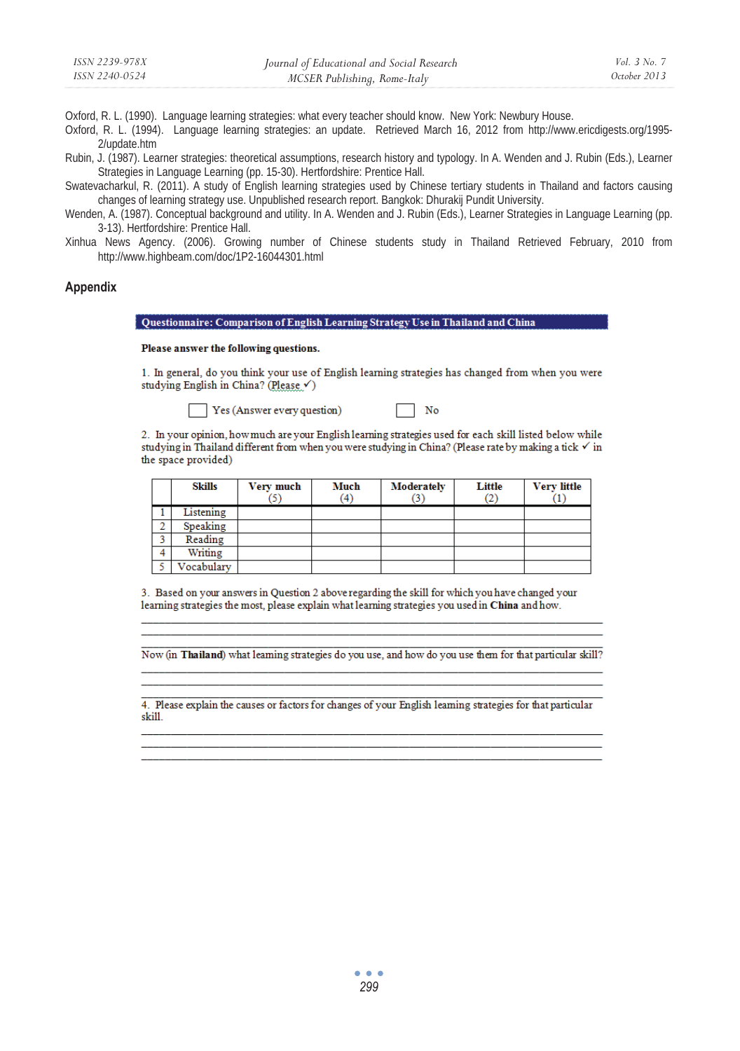Oxford, R. L. (1990). Language learning strategies: what every teacher should know. New York: Newbury House.

Oxford, R. L. (1994). Language learning strategies: an update. Retrieved March 16, 2012 from http://www.ericdigests.org/1995-2/update.htm

Rubin, J. (1987). Learner strategies: theoretical assumptions, research history and typology. In A. Wenden and J. Rubin (Eds.), Learner Strategies in Language Learning (pp. 15-30). Hertfordshire: Prentice Hall.

Swatevacharkul, R. (2011). A study of English learning strategies used by Chinese tertiary students in Thailand and factors causing changes of learning strategy use. Unpublished research report. Bangkok: Dhurakij Pundit University.

Wenden, A. (1987). Conceptual background and utility. In A. Wenden and J. Rubin (Eds.), Learner Strategies in Language Learning (pp. 3-13). Hertfordshire: Prentice Hall.

Xinhua News Agency. (2006). Growing number of Chinese students study in Thailand Retrieved February, 2010 from http://www.highbeam.com/doc/1P2-16044301.html

## Appendix

**Questionnaire: Comparison of English Learning Strategy Use in Thailand and China**

**Please answer the following questions.**

1. In general, do you think your use of English learning strategies has changed from when you were studying English in China? (Please ✓)

☐ Yes (Answer every question) ☐ No

2. In your opinion, how much are your English learning strategies used for each skill listed below while studying in Thailand different from when you were studying in China? (Please rate by making a tick ✓ in the space provided)

| | Skills | Very much (5) | Much (4) | Moderately (3) | Little (2) | Very little (1) |
|---|---|---|---|---|---|---|
| 1 | Listening | | | | | |
| 2 | Speaking | | | | | |
| 3 | Reading | | | | | |
| 4 | Writing | | | | | |
| 5 | Vocabulary | | | | | |

3. Based on your answers in Question 2 above regarding the skill for which you have changed your learning strategies the most, please explain what learning strategies you used in **China** and how.

\_\_\_\_\_\_\_\_\_\_\_\_\_\_\_\_\_\_\_\_\_\_\_\_\_\_\_\_\_\_\_\_\_\_\_\_\_\_\_\_\_\_\_\_\_\_\_\_\_\_\_\_\_\_\_\_\_\_\_\_\_\_\_\_\_\_\_\_\_\_\_\_

\_\_\_\_\_\_\_\_\_\_\_\_\_\_\_\_\_\_\_\_\_\_\_\_\_\_\_\_\_\_\_\_\_\_\_\_\_\_\_\_\_\_\_\_\_\_\_\_\_\_\_\_\_\_\_\_\_\_\_\_\_\_\_\_\_\_\_\_\_\_\_\_

\_\_\_\_\_\_\_\_\_\_\_\_\_\_\_\_\_\_\_\_\_\_\_\_\_\_\_\_\_\_\_\_\_\_\_\_\_\_\_\_\_\_\_\_\_\_\_\_\_\_\_\_\_\_\_\_\_\_\_\_\_\_\_\_\_\_\_\_\_\_\_\_

Now (in **Thailand**) what learning strategies do you use, and how do you use them for that particular skill?

\_\_\_\_\_\_\_\_\_\_\_\_\_\_\_\_\_\_\_\_\_\_\_\_\_\_\_\_\_\_\_\_\_\_\_\_\_\_\_\_\_\_\_\_\_\_\_\_\_\_\_\_\_\_\_\_\_\_\_\_\_\_\_\_\_\_\_\_\_\_\_\_

\_\_\_\_\_\_\_\_\_\_\_\_\_\_\_\_\_\_\_\_\_\_\_\_\_\_\_\_\_\_\_\_\_\_\_\_\_\_\_\_\_\_\_\_\_\_\_\_\_\_\_\_\_\_\_\_\_\_\_\_\_\_\_\_\_\_\_\_\_\_\_\_

\_\_\_\_\_\_\_\_\_\_\_\_\_\_\_\_\_\_\_\_\_\_\_\_\_\_\_\_\_\_\_\_\_\_\_\_\_\_\_\_\_\_\_\_\_\_\_\_\_\_\_\_\_\_\_\_\_\_\_\_\_\_\_\_\_\_\_\_\_\_\_\_

4. Please explain the causes or factors for changes of your English learning strategies for that particular skill.

\_\_\_\_\_\_\_\_\_\_\_\_\_\_\_\_\_\_\_\_\_\_\_\_\_\_\_\_\_\_\_\_\_\_\_\_\_\_\_\_\_\_\_\_\_\_\_\_\_\_\_\_\_\_\_\_\_\_\_\_\_\_\_\_\_\_\_\_\_\_\_\_

\_\_\_\_\_\_\_\_\_\_\_\_\_\_\_\_\_\_\_\_\_\_\_\_\_\_\_\_\_\_\_\_\_\_\_\_\_\_\_\_\_\_\_\_\_\_\_\_\_\_\_\_\_\_\_\_\_\_\_\_\_\_\_\_\_\_\_\_\_\_\_\_

\_\_\_\_\_\_\_\_\_\_\_\_\_\_\_\_\_\_\_\_\_\_\_\_\_\_\_\_\_\_\_\_\_\_\_\_\_\_\_\_\_\_\_\_\_\_\_\_\_\_\_\_\_\_\_\_\_\_\_\_\_\_\_\_\_\_\_\_\_\_\_\_